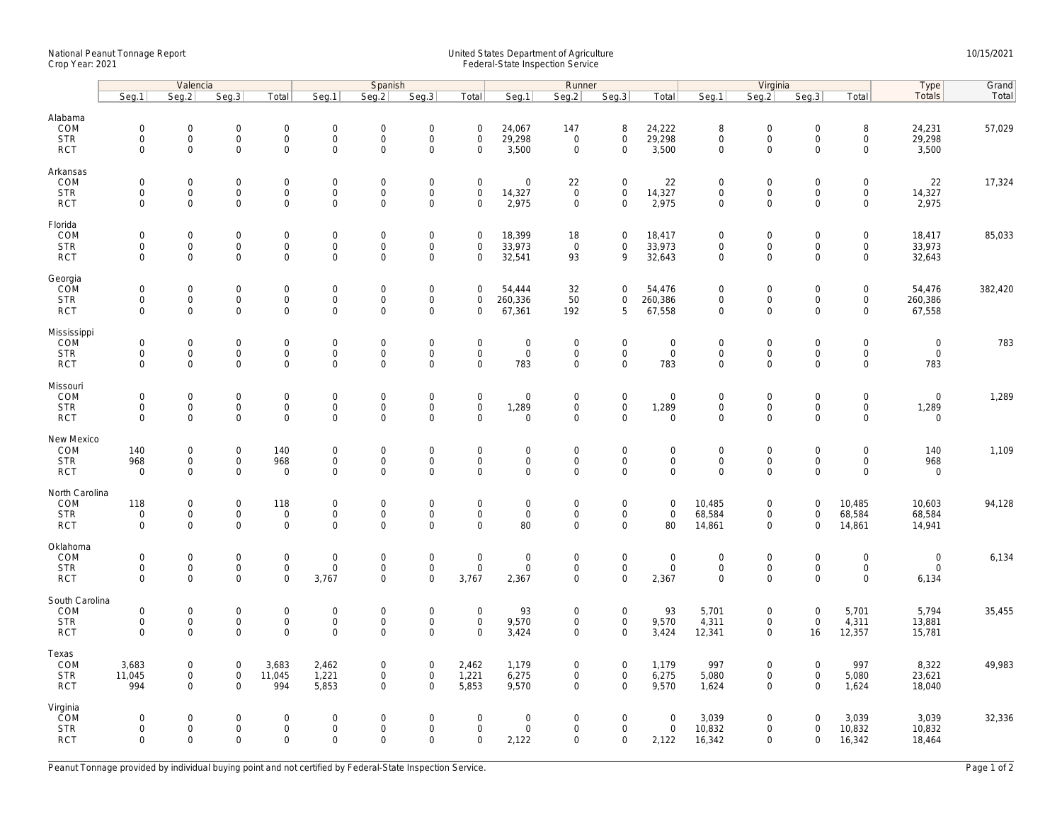National Peanut Tonnage Report
Crop Year: 2021

United States Department of Agriculture
Federal-State Inspection Service

10/15/2021

| | Valencia | | | | Spanish | | | | Runner | | | | Virginia | | | | Type | Grand |
|---|---|---|---|---|---|---|---|---|---|---|---|---|---|---|---|---|---|---|
| | Seg.1 | Seg.2 | Seg.3 | Total | Seg.1 | Seg.2 | Seg.3 | Total | Seg.1 | Seg.2 | Seg.3 | Total | Seg.1 | Seg.2 | Seg.3 | Total | Totals | Total |
| **Alabama** | | | | | | | | | | | | | | | | | | |
| COM | 0 | 0 | 0 | 0 | 0 | 0 | 0 | 0 | 24,067 | 147 | 8 | 24,222 | 8 | 0 | 0 | 8 | 24,231 | 57,029 |
| STR | 0 | 0 | 0 | 0 | 0 | 0 | 0 | 0 | 29,298 | 0 | 0 | 29,298 | 0 | 0 | 0 | 0 | 29,298 | |
| RCT | 0 | 0 | 0 | 0 | 0 | 0 | 0 | 0 | 3,500 | 0 | 0 | 3,500 | 0 | 0 | 0 | 0 | 3,500 | |
| **Arkansas** | | | | | | | | | | | | | | | | | | |
| COM | 0 | 0 | 0 | 0 | 0 | 0 | 0 | 0 | 0 | 22 | 0 | 22 | 0 | 0 | 0 | 0 | 22 | 17,324 |
| STR | 0 | 0 | 0 | 0 | 0 | 0 | 0 | 0 | 14,327 | 0 | 0 | 14,327 | 0 | 0 | 0 | 0 | 14,327 | |
| RCT | 0 | 0 | 0 | 0 | 0 | 0 | 0 | 0 | 2,975 | 0 | 0 | 2,975 | 0 | 0 | 0 | 0 | 2,975 | |
| **Florida** | | | | | | | | | | | | | | | | | | |
| COM | 0 | 0 | 0 | 0 | 0 | 0 | 0 | 0 | 18,399 | 18 | 0 | 18,417 | 0 | 0 | 0 | 0 | 18,417 | 85,033 |
| STR | 0 | 0 | 0 | 0 | 0 | 0 | 0 | 0 | 33,973 | 0 | 0 | 33,973 | 0 | 0 | 0 | 0 | 33,973 | |
| RCT | 0 | 0 | 0 | 0 | 0 | 0 | 0 | 0 | 32,541 | 93 | 9 | 32,643 | 0 | 0 | 0 | 0 | 32,643 | |
| **Georgia** | | | | | | | | | | | | | | | | | | |
| COM | 0 | 0 | 0 | 0 | 0 | 0 | 0 | 0 | 54,444 | 32 | 0 | 54,476 | 0 | 0 | 0 | 0 | 54,476 | 382,420 |
| STR | 0 | 0 | 0 | 0 | 0 | 0 | 0 | 0 | 260,336 | 50 | 0 | 260,386 | 0 | 0 | 0 | 0 | 260,386 | |
| RCT | 0 | 0 | 0 | 0 | 0 | 0 | 0 | 0 | 67,361 | 192 | 5 | 67,558 | 0 | 0 | 0 | 0 | 67,558 | |
| **Mississippi** | | | | | | | | | | | | | | | | | | |
| COM | 0 | 0 | 0 | 0 | 0 | 0 | 0 | 0 | 0 | 0 | 0 | 0 | 0 | 0 | 0 | 0 | 0 | 783 |
| STR | 0 | 0 | 0 | 0 | 0 | 0 | 0 | 0 | 0 | 0 | 0 | 0 | 0 | 0 | 0 | 0 | 0 | |
| RCT | 0 | 0 | 0 | 0 | 0 | 0 | 0 | 0 | 783 | 0 | 0 | 783 | 0 | 0 | 0 | 0 | 783 | |
| **Missouri** | | | | | | | | | | | | | | | | | | |
| COM | 0 | 0 | 0 | 0 | 0 | 0 | 0 | 0 | 0 | 0 | 0 | 0 | 0 | 0 | 0 | 0 | 0 | 1,289 |
| STR | 0 | 0 | 0 | 0 | 0 | 0 | 0 | 0 | 1,289 | 0 | 0 | 1,289 | 0 | 0 | 0 | 0 | 1,289 | |
| RCT | 0 | 0 | 0 | 0 | 0 | 0 | 0 | 0 | 0 | 0 | 0 | 0 | 0 | 0 | 0 | 0 | 0 | |
| **New Mexico** | | | | | | | | | | | | | | | | | | |
| COM | 140 | 0 | 0 | 140 | 0 | 0 | 0 | 0 | 0 | 0 | 0 | 0 | 0 | 0 | 0 | 0 | 140 | 1,109 |
| STR | 968 | 0 | 0 | 968 | 0 | 0 | 0 | 0 | 0 | 0 | 0 | 0 | 0 | 0 | 0 | 0 | 968 | |
| RCT | 0 | 0 | 0 | 0 | 0 | 0 | 0 | 0 | 0 | 0 | 0 | 0 | 0 | 0 | 0 | 0 | 0 | |
| **North Carolina** | | | | | | | | | | | | | | | | | | |
| COM | 118 | 0 | 0 | 118 | 0 | 0 | 0 | 0 | 0 | 0 | 0 | 0 | 10,485 | 0 | 0 | 10,485 | 10,603 | 94,128 |
| STR | 0 | 0 | 0 | 0 | 0 | 0 | 0 | 0 | 0 | 0 | 0 | 0 | 68,584 | 0 | 0 | 68,584 | 68,584 | |
| RCT | 0 | 0 | 0 | 0 | 0 | 0 | 0 | 0 | 80 | 0 | 0 | 80 | 14,861 | 0 | 0 | 14,861 | 14,941 | |
| **Oklahoma** | | | | | | | | | | | | | | | | | | |
| COM | 0 | 0 | 0 | 0 | 0 | 0 | 0 | 0 | 0 | 0 | 0 | 0 | 0 | 0 | 0 | 0 | 0 | 6,134 |
| STR | 0 | 0 | 0 | 0 | 0 | 0 | 0 | 0 | 0 | 0 | 0 | 0 | 0 | 0 | 0 | 0 | 0 | |
| RCT | 0 | 0 | 0 | 0 | 3,767 | 0 | 0 | 3,767 | 2,367 | 0 | 0 | 2,367 | 0 | 0 | 0 | 0 | 6,134 | |
| **South Carolina** | | | | | | | | | | | | | | | | | | |
| COM | 0 | 0 | 0 | 0 | 0 | 0 | 0 | 0 | 93 | 0 | 0 | 93 | 5,701 | 0 | 0 | 5,701 | 5,794 | 35,455 |
| STR | 0 | 0 | 0 | 0 | 0 | 0 | 0 | 0 | 9,570 | 0 | 0 | 9,570 | 4,311 | 0 | 0 | 4,311 | 13,881 | |
| RCT | 0 | 0 | 0 | 0 | 0 | 0 | 0 | 0 | 3,424 | 0 | 0 | 3,424 | 12,341 | 0 | 16 | 12,357 | 15,781 | |
| **Texas** | | | | | | | | | | | | | | | | | | |
| COM | 3,683 | 0 | 0 | 3,683 | 2,462 | 0 | 0 | 2,462 | 1,179 | 0 | 0 | 1,179 | 997 | 0 | 0 | 997 | 8,322 | 49,983 |
| STR | 11,045 | 0 | 0 | 11,045 | 1,221 | 0 | 0 | 1,221 | 6,275 | 0 | 0 | 6,275 | 5,080 | 0 | 0 | 5,080 | 23,621 | |
| RCT | 994 | 0 | 0 | 994 | 5,853 | 0 | 0 | 5,853 | 9,570 | 0 | 0 | 9,570 | 1,624 | 0 | 0 | 1,624 | 18,040 | |
| **Virginia** | | | | | | | | | | | | | | | | | | |
| COM | 0 | 0 | 0 | 0 | 0 | 0 | 0 | 0 | 0 | 0 | 0 | 0 | 3,039 | 0 | 0 | 3,039 | 3,039 | 32,336 |
| STR | 0 | 0 | 0 | 0 | 0 | 0 | 0 | 0 | 0 | 0 | 0 | 0 | 10,832 | 0 | 0 | 10,832 | 10,832 | |
| RCT | 0 | 0 | 0 | 0 | 0 | 0 | 0 | 0 | 2,122 | 0 | 0 | 2,122 | 16,342 | 0 | 0 | 16,342 | 18,464 | |

Peanut Tonnage provided by individual buying point and not certified by Federal-State Inspection Service.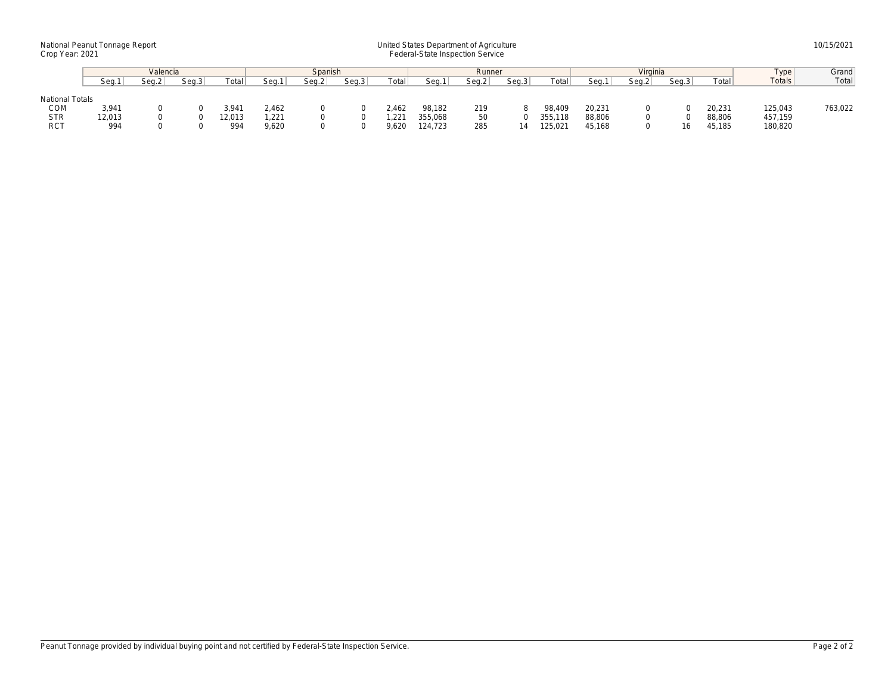National Peanut Tonnage Report
Crop Year: 2021

United States Department of Agriculture
Federal-State Inspection Service

10/15/2021

| | Valencia | | | | Spanish | | | | Runner | | | | Virginia | | | | Type | Grand |
|---|---|---|---|---|---|---|---|---|---|---|---|---|---|---|---|---|---|---|
| | Seg.1 | Seg.2 | Seg.3 | Total | Seg.1 | Seg.2 | Seg.3 | Total | Seg.1 | Seg.2 | Seg.3 | Total | Seg.1 | Seg.2 | Seg.3 | Total | Totals | Total |
| National Totals | | | | | | | | | | | | | | | | | | |
| COM | 3,941 | 0 | 0 | 3,941 | 2,462 | 0 | 0 | 2,462 | 98,182 | 219 | 8 | 98,409 | 20,231 | 0 | 0 | 20,231 | 125,043 | 763,022 |
| STR | 12,013 | 0 | 0 | 12,013 | 1,221 | 0 | 0 | 1,221 | 355,068 | 50 | 0 | 355,118 | 88,806 | 0 | 0 | 88,806 | 457,159 | |
| RCT | 994 | 0 | 0 | 994 | 9,620 | 0 | 0 | 9,620 | 124,723 | 285 | 14 | 125,021 | 45,168 | 0 | 16 | 45,185 | 180,820 | |

Peanut Tonnage provided by individual buying point and not certified by Federal-State Inspection Service.